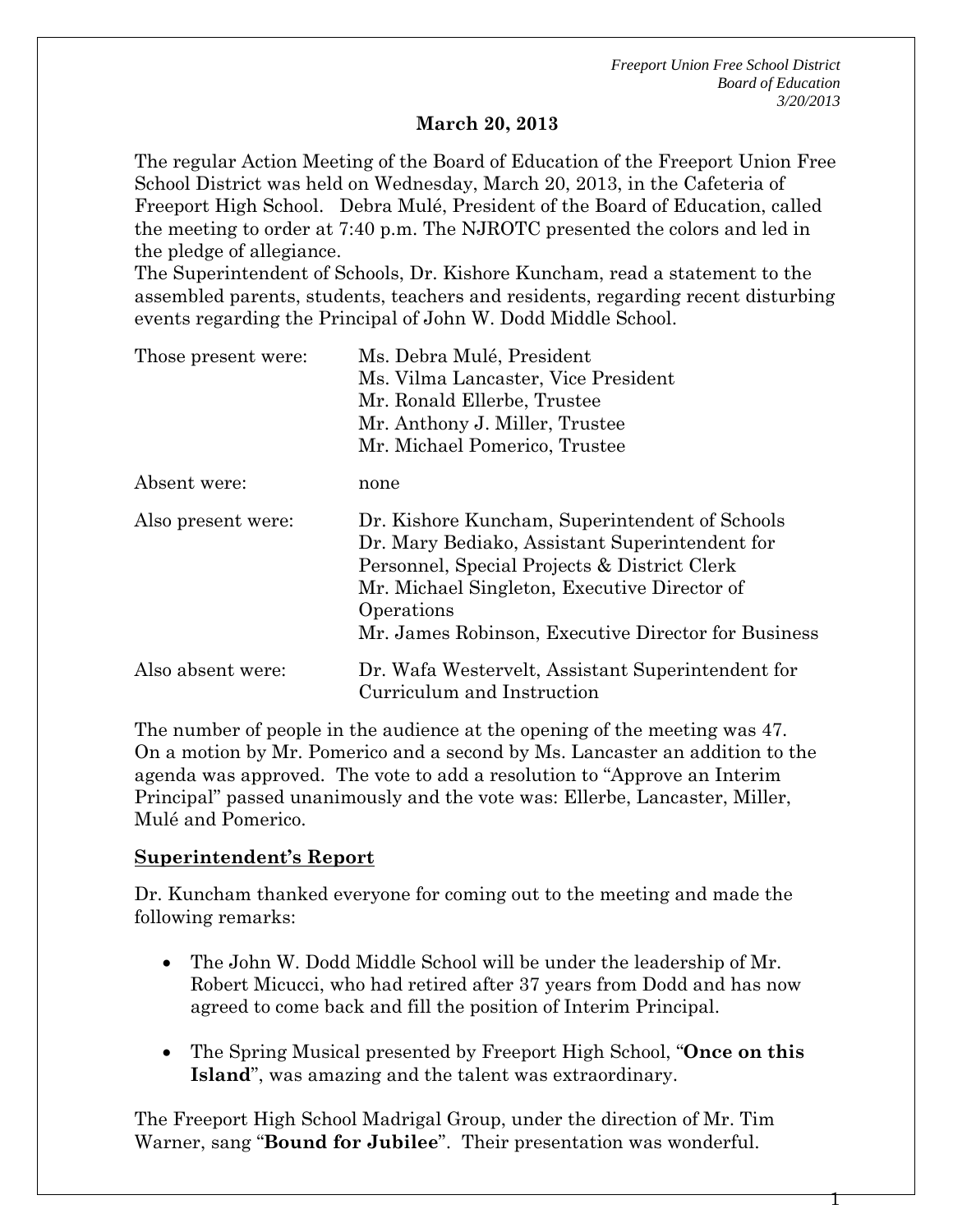*Freport Union Free School District*

## March 20, 2013

The regular Action Meeting of the Board of Education of the Freeport Union Free School District was held on Wednesday, March 20, 2013, in the Cafeteria of Freeport High School. Debra Mulé, President of the Board of Education, called the meeting to order at 7:40 p.m. The NJROTC presented the colors and led in the pledge of allegiance.

The Superintendent of Schools, Dr. Kishore Kuncham, read a statement to the assembled parents, students, teachers and residents, regarding recent disturbing events regarding the Principal of John W. Dodd Middle School.

| | |
|---|---|
| Those present were: | Ms. Debra Mulé, President<br>Ms. Vilma Lancaster, Vice President<br>Mr. Ronald Ellerbe, Trustee<br>Mr. Anthony J. Miller, Trustee<br>Mr. Michael Pomerico, Trustee |
| Absent were: | none |
| Also present were: | Dr. Kishore Kuncham, Superintendent of Schools<br>Dr. Mary Bediako, Assistant Superintendent for Personnel, Special Projects & District Clerk<br>Mr. Michael Singleton, Executive Director of Operations<br>Mr. James Robinson, Executive Director for Business |
| Also absent were: | Dr. Wafa Westervelt, Assistant Superintendent for Curriculum and Instruction |

The number of people in the audience at the opening of the meeting was 47. On a motion by Mr. Pomerico and a second by Ms. Lancaster an addition to the agenda was approved. The vote to add a resolution to "Approve an Interim Principal" passed unanimously and the vote was: Ellerbe, Lancaster, Miller, Mulé and Pomerico.

### Superintendent's Report

Dr. Kuncham thanked everyone for coming out to the meeting and made the following remarks:

- The John W. Dodd Middle School will be under the leadership of Mr. Robert Micucci, who had retired after 37 years from Dodd and has now agreed to come back and fill the position of Interim Principal.

- The Spring Musical presented by Freeport High School, "**Once on this Island**", was amazing and the talent was extraordinary.

The Freeport High School Madrigal Group, under the direction of Mr. Tim Warner, sang "**Bound for Jubilee**". Their presentation was wonderful.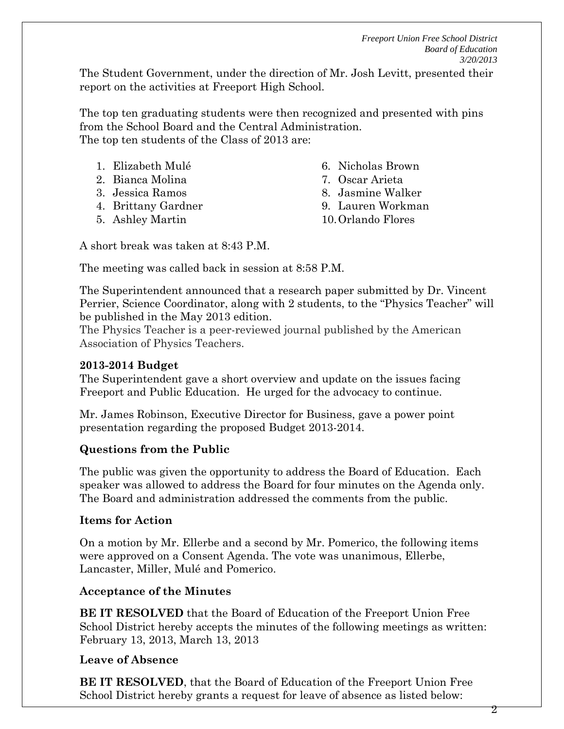The Student Government, under the direction of Mr. Josh Levitt, presented their report on the activities at Freeport High School.

The top ten graduating students were then recognized and presented with pins from the School Board and the Central Administration.
The top ten students of the Class of 2013 are:

1. Elizabeth Mulé
2. Bianca Molina
3. Jessica Ramos
4. Brittany Gardner
5. Ashley Martin
6. Nicholas Brown
7. Oscar Arieta
8. Jasmine Walker
9. Lauren Workman
10. Orlando Flores

A short break was taken at 8:43 P.M.

The meeting was called back in session at 8:58 P.M.

The Superintendent announced that a research paper submitted by Dr. Vincent Perrier, Science Coordinator, along with 2 students, to the "Physics Teacher" will be published in the May 2013 edition.
The Physics Teacher is a peer-reviewed journal published by the American Association of Physics Teachers.

**2013-2014 Budget**

The Superintendent gave a short overview and update on the issues facing Freeport and Public Education. He urged for the advocacy to continue.

Mr. James Robinson, Executive Director for Business, gave a power point presentation regarding the proposed Budget 2013-2014.

**Questions from the Public**

The public was given the opportunity to address the Board of Education. Each speaker was allowed to address the Board for four minutes on the Agenda only. The Board and administration addressed the comments from the public.

**Items for Action**

On a motion by Mr. Ellerbe and a second by Mr. Pomerico, the following items were approved on a Consent Agenda. The vote was unanimous, Ellerbe, Lancaster, Miller, Mulé and Pomerico.

**Acceptance of the Minutes**

**BE IT RESOLVED** that the Board of Education of the Freeport Union Free School District hereby accepts the minutes of the following meetings as written: February 13, 2013, March 13, 2013

**Leave of Absence**

**BE IT RESOLVED**, that the Board of Education of the Freeport Union Free School District hereby grants a request for leave of absence as listed below: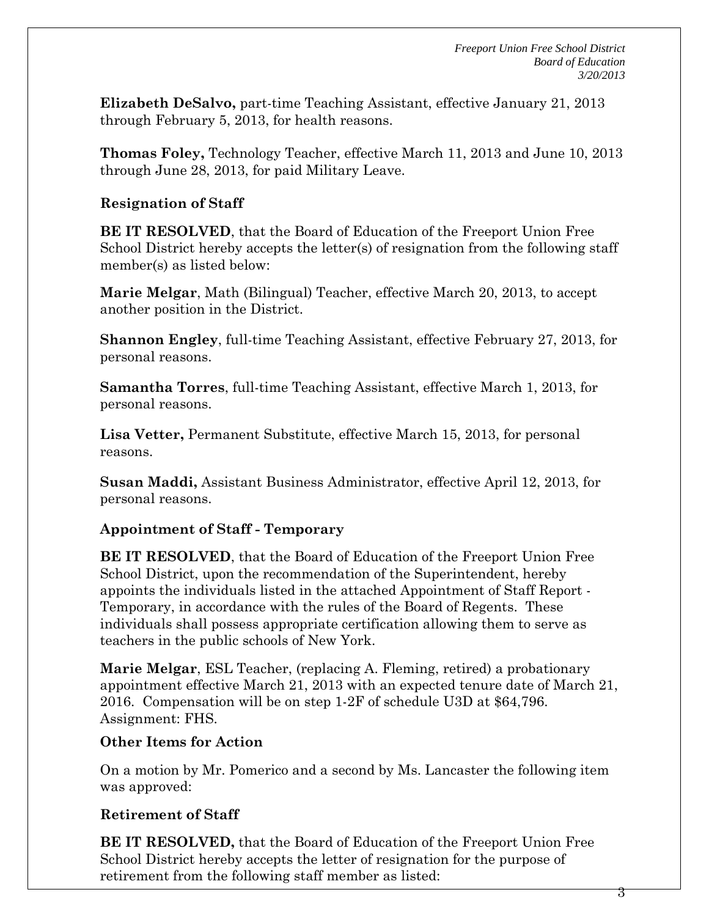**Elizabeth DeSalvo,** part-time Teaching Assistant, effective January 21, 2013 through February 5, 2013, for health reasons.

**Thomas Foley,** Technology Teacher, effective March 11, 2013 and June 10, 2013 through June 28, 2013, for paid Military Leave.

**Resignation of Staff**

**BE IT RESOLVED**, that the Board of Education of the Freeport Union Free School District hereby accepts the letter(s) of resignation from the following staff member(s) as listed below:

**Marie Melgar**, Math (Bilingual) Teacher, effective March 20, 2013, to accept another position in the District.

**Shannon Engley**, full-time Teaching Assistant, effective February 27, 2013, for personal reasons.

**Samantha Torres**, full-time Teaching Assistant, effective March 1, 2013, for personal reasons.

**Lisa Vetter,** Permanent Substitute, effective March 15, 2013, for personal reasons.

**Susan Maddi,** Assistant Business Administrator, effective April 12, 2013, for personal reasons.

**Appointment of Staff - Temporary**

**BE IT RESOLVED**, that the Board of Education of the Freeport Union Free School District, upon the recommendation of the Superintendent, hereby appoints the individuals listed in the attached Appointment of Staff Report - Temporary, in accordance with the rules of the Board of Regents. These individuals shall possess appropriate certification allowing them to serve as teachers in the public schools of New York.

**Marie Melgar**, ESL Teacher, (replacing A. Fleming, retired) a probationary appointment effective March 21, 2013 with an expected tenure date of March 21, 2016. Compensation will be on step 1-2F of schedule U3D at $64,796. Assignment: FHS.

**Other Items for Action**

On a motion by Mr. Pomerico and a second by Ms. Lancaster the following item was approved:

**Retirement of Staff**

**BE IT RESOLVED,** that the Board of Education of the Freeport Union Free School District hereby accepts the letter of resignation for the purpose of retirement from the following staff member as listed: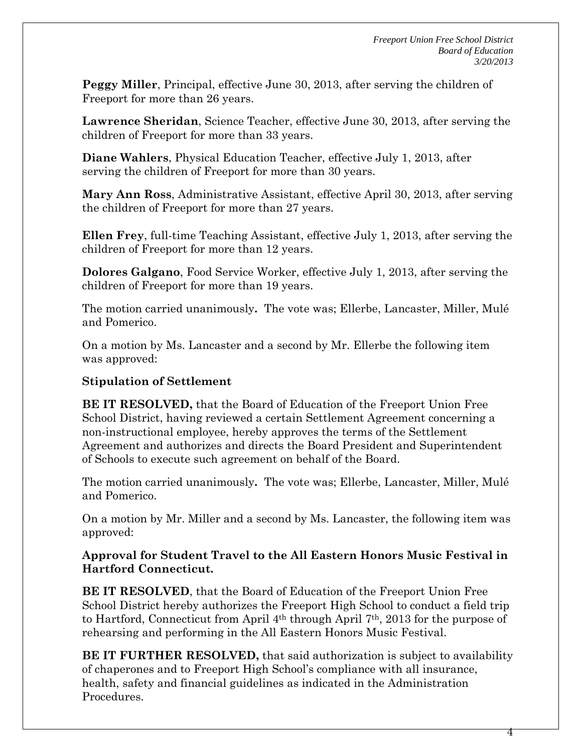**Peggy Miller**, Principal, effective June 30, 2013, after serving the children of Freeport for more than 26 years.

**Lawrence Sheridan**, Science Teacher, effective June 30, 2013, after serving the children of Freeport for more than 33 years.

**Diane Wahlers**, Physical Education Teacher, effective July 1, 2013, after serving the children of Freeport for more than 30 years.

**Mary Ann Ross**, Administrative Assistant, effective April 30, 2013, after serving the children of Freeport for more than 27 years.

**Ellen Frey**, full-time Teaching Assistant, effective July 1, 2013, after serving the children of Freeport for more than 12 years.

**Dolores Galgano**, Food Service Worker, effective July 1, 2013, after serving the children of Freeport for more than 19 years.

The motion carried unanimously**.** The vote was; Ellerbe, Lancaster, Miller, Mulé and Pomerico.

On a motion by Ms. Lancaster and a second by Mr. Ellerbe the following item was approved:

**Stipulation of Settlement**

**BE IT RESOLVED,** that the Board of Education of the Freeport Union Free School District, having reviewed a certain Settlement Agreement concerning a non-instructional employee, hereby approves the terms of the Settlement Agreement and authorizes and directs the Board President and Superintendent of Schools to execute such agreement on behalf of the Board.

The motion carried unanimously**.** The vote was; Ellerbe, Lancaster, Miller, Mulé and Pomerico.

On a motion by Mr. Miller and a second by Ms. Lancaster, the following item was approved:

**Approval for Student Travel to the All Eastern Honors Music Festival in Hartford Connecticut.**

**BE IT RESOLVED**, that the Board of Education of the Freeport Union Free School District hereby authorizes the Freeport High School to conduct a field trip to Hartford, Connecticut from April 4th through April 7th, 2013 for the purpose of rehearsing and performing in the All Eastern Honors Music Festival.

**BE IT FURTHER RESOLVED,** that said authorization is subject to availability of chaperones and to Freeport High School's compliance with all insurance, health, safety and financial guidelines as indicated in the Administration Procedures.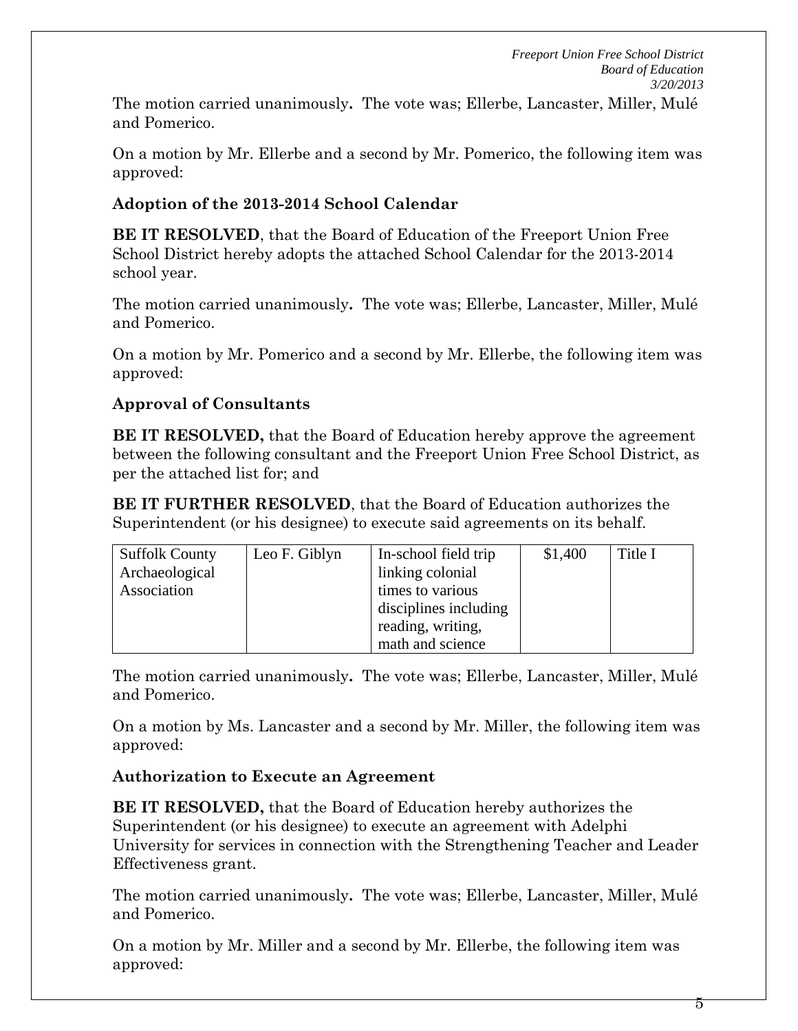The motion carried unanimously**.** The vote was; Ellerbe, Lancaster, Miller, Mulé and Pomerico.

On a motion by Mr. Ellerbe and a second by Mr. Pomerico, the following item was approved:

**Adoption of the 2013-2014 School Calendar**

**BE IT RESOLVED**, that the Board of Education of the Freeport Union Free School District hereby adopts the attached School Calendar for the 2013-2014 school year.

The motion carried unanimously**.** The vote was; Ellerbe, Lancaster, Miller, Mulé and Pomerico.

On a motion by Mr. Pomerico and a second by Mr. Ellerbe, the following item was approved:

**Approval of Consultants**

**BE IT RESOLVED,** that the Board of Education hereby approve the agreement between the following consultant and the Freeport Union Free School District, as per the attached list for; and

**BE IT FURTHER RESOLVED**, that the Board of Education authorizes the Superintendent (or his designee) to execute said agreements on its behalf.

| | | | | |
|---|---|---|---|---|
| Suffolk County Archaeological Association | Leo F. Giblyn | In-school field trip linking colonial times to various disciplines including reading, writing, math and science | $1,400 | Title I |

The motion carried unanimously**.** The vote was; Ellerbe, Lancaster, Miller, Mulé and Pomerico.

On a motion by Ms. Lancaster and a second by Mr. Miller, the following item was approved:

**Authorization to Execute an Agreement**

**BE IT RESOLVED,** that the Board of Education hereby authorizes the Superintendent (or his designee) to execute an agreement with Adelphi University for services in connection with the Strengthening Teacher and Leader Effectiveness grant.

The motion carried unanimously**.** The vote was; Ellerbe, Lancaster, Miller, Mulé and Pomerico.

On a motion by Mr. Miller and a second by Mr. Ellerbe, the following item was approved: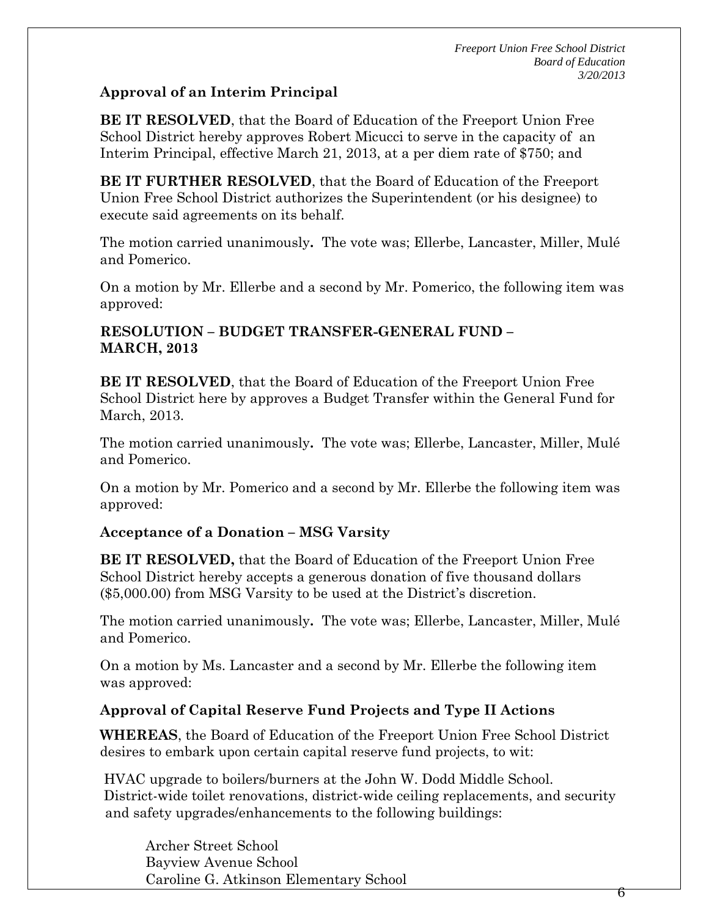**Approval of an Interim Principal**

**BE IT RESOLVED**, that the Board of Education of the Freeport Union Free School District hereby approves Robert Micucci to serve in the capacity of an Interim Principal, effective March 21, 2013, at a per diem rate of $750; and

**BE IT FURTHER RESOLVED**, that the Board of Education of the Freeport Union Free School District authorizes the Superintendent (or his designee) to execute said agreements on its behalf.

The motion carried unanimously**.** The vote was; Ellerbe, Lancaster, Miller, Mulé and Pomerico.

On a motion by Mr. Ellerbe and a second by Mr. Pomerico, the following item was approved:

**RESOLUTION – BUDGET TRANSFER-GENERAL FUND – MARCH, 2013**

**BE IT RESOLVED**, that the Board of Education of the Freeport Union Free School District here by approves a Budget Transfer within the General Fund for March, 2013.

The motion carried unanimously**.** The vote was; Ellerbe, Lancaster, Miller, Mulé and Pomerico.

On a motion by Mr. Pomerico and a second by Mr. Ellerbe the following item was approved:

**Acceptance of a Donation – MSG Varsity**

**BE IT RESOLVED,** that the Board of Education of the Freeport Union Free School District hereby accepts a generous donation of five thousand dollars ($5,000.00) from MSG Varsity to be used at the District's discretion.

The motion carried unanimously**.** The vote was; Ellerbe, Lancaster, Miller, Mulé and Pomerico.

On a motion by Ms. Lancaster and a second by Mr. Ellerbe the following item was approved:

**Approval of Capital Reserve Fund Projects and Type II Actions**

**WHEREAS**, the Board of Education of the Freeport Union Free School District desires to embark upon certain capital reserve fund projects, to wit:

HVAC upgrade to boilers/burners at the John W. Dodd Middle School. District-wide toilet renovations, district-wide ceiling replacements, and security and safety upgrades/enhancements to the following buildings:

Archer Street School
Bayview Avenue School
Caroline G. Atkinson Elementary School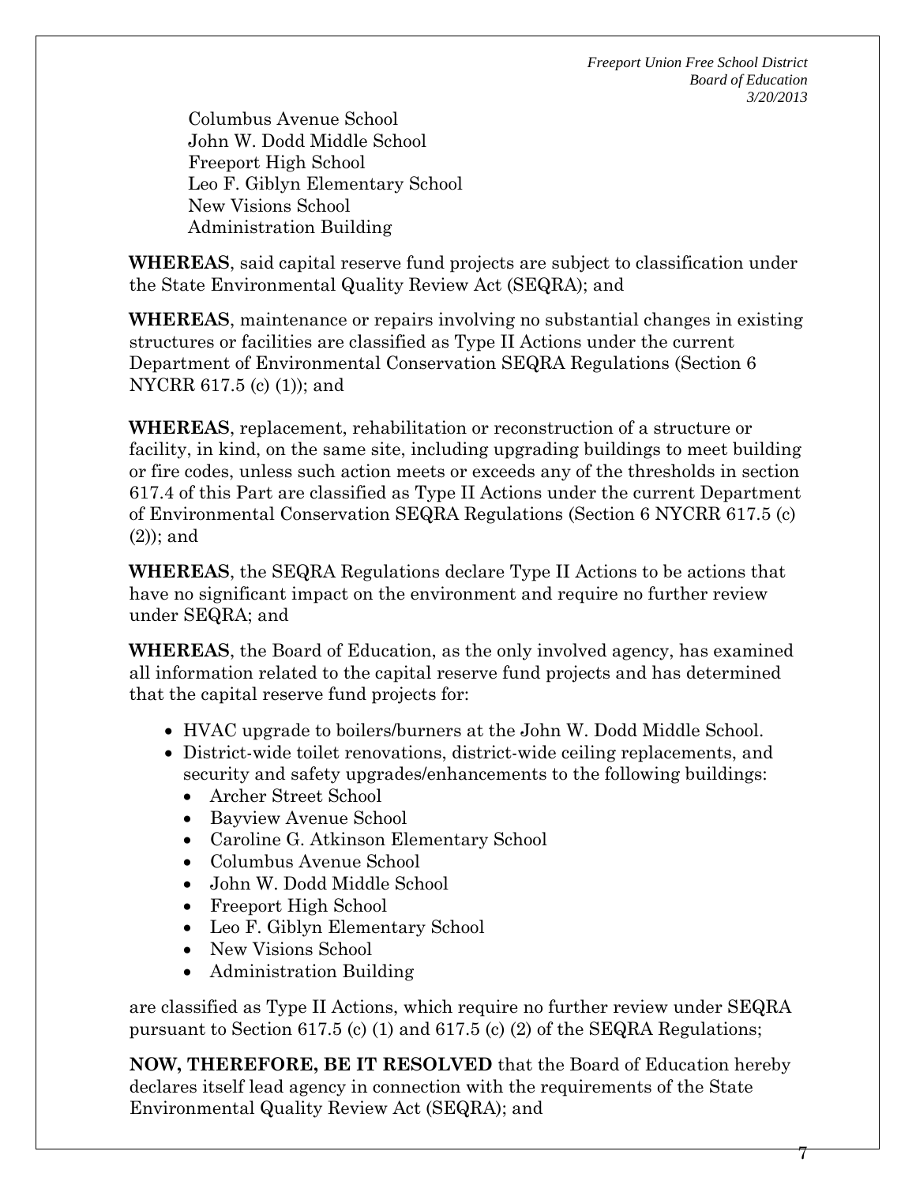Columbus Avenue School
John W. Dodd Middle School
Freeport High School
Leo F. Giblyn Elementary School
New Visions School
Administration Building

**WHEREAS**, said capital reserve fund projects are subject to classification under the State Environmental Quality Review Act (SEQRA); and

**WHEREAS**, maintenance or repairs involving no substantial changes in existing structures or facilities are classified as Type II Actions under the current Department of Environmental Conservation SEQRA Regulations (Section 6 NYCRR 617.5 (c) (1)); and

**WHEREAS**, replacement, rehabilitation or reconstruction of a structure or facility, in kind, on the same site, including upgrading buildings to meet building or fire codes, unless such action meets or exceeds any of the thresholds in section 617.4 of this Part are classified as Type II Actions under the current Department of Environmental Conservation SEQRA Regulations (Section 6 NYCRR 617.5 (c) (2)); and

**WHEREAS**, the SEQRA Regulations declare Type II Actions to be actions that have no significant impact on the environment and require no further review under SEQRA; and

**WHEREAS**, the Board of Education, as the only involved agency, has examined all information related to the capital reserve fund projects and has determined that the capital reserve fund projects for:

- HVAC upgrade to boilers/burners at the John W. Dodd Middle School.
- District-wide toilet renovations, district-wide ceiling replacements, and security and safety upgrades/enhancements to the following buildings:
  - Archer Street School
  - Bayview Avenue School
  - Caroline G. Atkinson Elementary School
  - Columbus Avenue School
  - John W. Dodd Middle School
  - Freeport High School
  - Leo F. Giblyn Elementary School
  - New Visions School
  - Administration Building

are classified as Type II Actions, which require no further review under SEQRA pursuant to Section 617.5 (c) (1) and 617.5 (c) (2) of the SEQRA Regulations;

**NOW, THEREFORE, BE IT RESOLVED** that the Board of Education hereby declares itself lead agency in connection with the requirements of the State Environmental Quality Review Act (SEQRA); and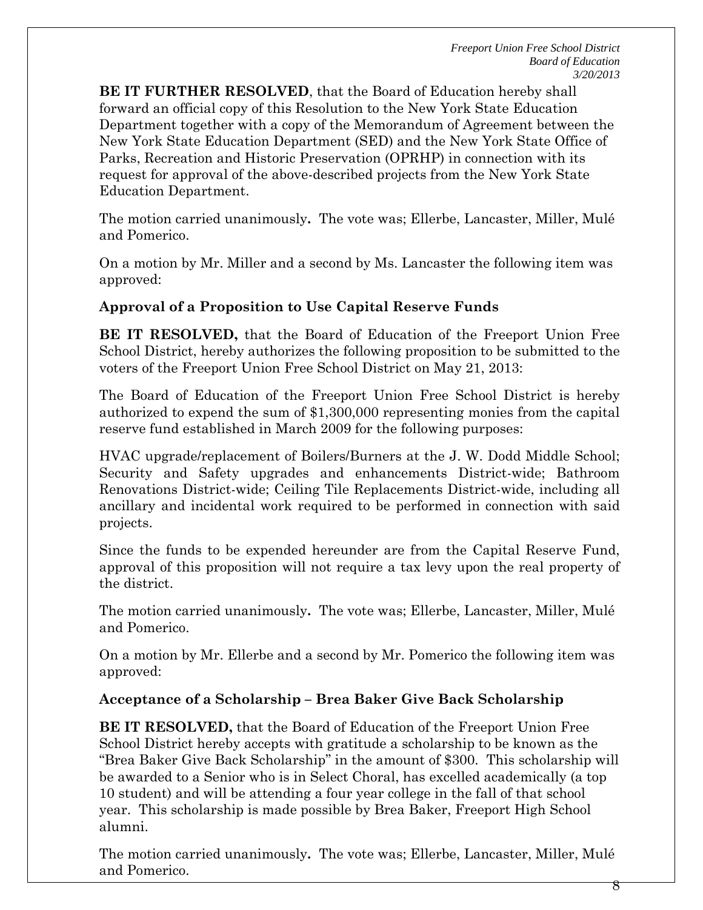**BE IT FURTHER RESOLVED**, that the Board of Education hereby shall forward an official copy of this Resolution to the New York State Education Department together with a copy of the Memorandum of Agreement between the New York State Education Department (SED) and the New York State Office of Parks, Recreation and Historic Preservation (OPRHP) in connection with its request for approval of the above-described projects from the New York State Education Department.

The motion carried unanimously**.** The vote was; Ellerbe, Lancaster, Miller, Mulé and Pomerico.

On a motion by Mr. Miller and a second by Ms. Lancaster the following item was approved:

**Approval of a Proposition to Use Capital Reserve Funds**

**BE IT RESOLVED,** that the Board of Education of the Freeport Union Free School District, hereby authorizes the following proposition to be submitted to the voters of the Freeport Union Free School District on May 21, 2013:

The Board of Education of the Freeport Union Free School District is hereby authorized to expend the sum of $1,300,000 representing monies from the capital reserve fund established in March 2009 for the following purposes:

HVAC upgrade/replacement of Boilers/Burners at the J. W. Dodd Middle School; Security and Safety upgrades and enhancements District-wide; Bathroom Renovations District-wide; Ceiling Tile Replacements District-wide, including all ancillary and incidental work required to be performed in connection with said projects.

Since the funds to be expended hereunder are from the Capital Reserve Fund, approval of this proposition will not require a tax levy upon the real property of the district.

The motion carried unanimously**.** The vote was; Ellerbe, Lancaster, Miller, Mulé and Pomerico.

On a motion by Mr. Ellerbe and a second by Mr. Pomerico the following item was approved:

**Acceptance of a Scholarship – Brea Baker Give Back Scholarship**

**BE IT RESOLVED,** that the Board of Education of the Freeport Union Free School District hereby accepts with gratitude a scholarship to be known as the "Brea Baker Give Back Scholarship" in the amount of $300. This scholarship will be awarded to a Senior who is in Select Choral, has excelled academically (a top 10 student) and will be attending a four year college in the fall of that school year. This scholarship is made possible by Brea Baker, Freeport High School alumni.

The motion carried unanimously**.** The vote was; Ellerbe, Lancaster, Miller, Mulé and Pomerico.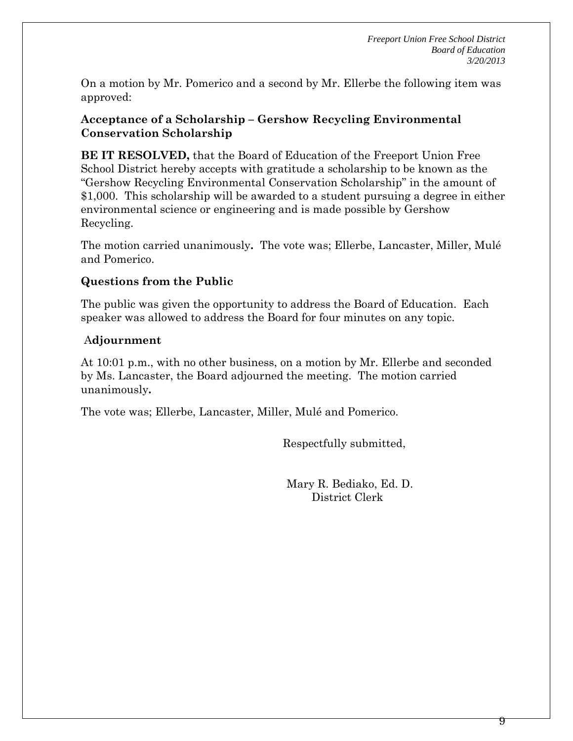On a motion by Mr. Pomerico and a second by Mr. Ellerbe the following item was approved:

**Acceptance of a Scholarship – Gershow Recycling Environmental Conservation Scholarship**

**BE IT RESOLVED,** that the Board of Education of the Freeport Union Free School District hereby accepts with gratitude a scholarship to be known as the "Gershow Recycling Environmental Conservation Scholarship" in the amount of $1,000. This scholarship will be awarded to a student pursuing a degree in either environmental science or engineering and is made possible by Gershow Recycling.

The motion carried unanimously**.** The vote was; Ellerbe, Lancaster, Miller, Mulé and Pomerico.

**Questions from the Public**

The public was given the opportunity to address the Board of Education. Each speaker was allowed to address the Board for four minutes on any topic.

**Adjournment**

At 10:01 p.m., with no other business, on a motion by Mr. Ellerbe and seconded by Ms. Lancaster, the Board adjourned the meeting. The motion carried unanimously**.**

The vote was; Ellerbe, Lancaster, Miller, Mulé and Pomerico.

Respectfully submitted,

Mary R. Bediako, Ed. D.
District Clerk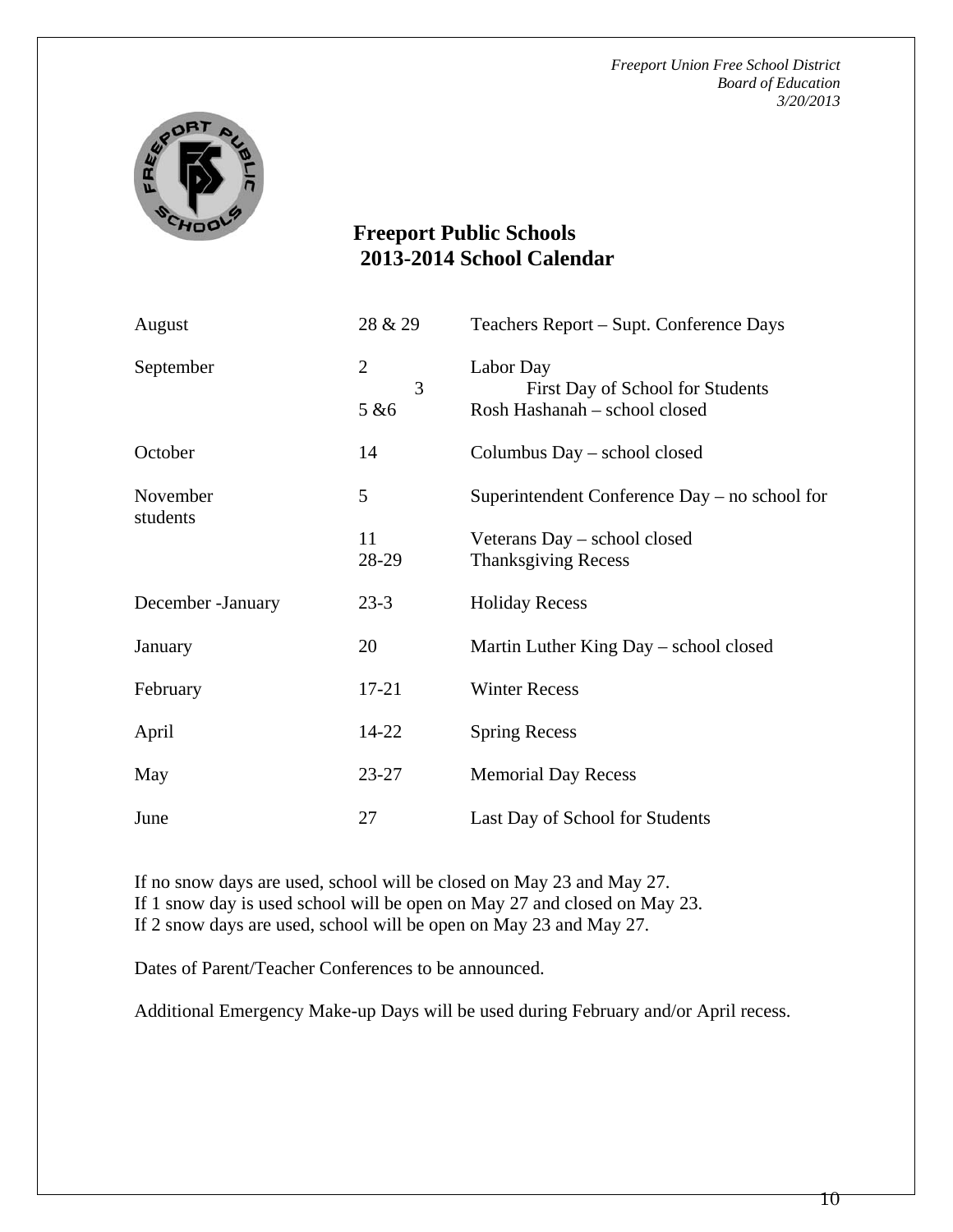*Freeport Union Free School District*
*Board of Education*
*3/20/2013*

# Freeport Public Schools
## 2013-2014 School Calendar

| | | |
|---|---|---|
| August | 28 & 29 | Teachers Report – Supt. Conference Days |
| September | 2 | Labor Day |
| | 3 | First Day of School for Students |
| | 5 &6 | Rosh Hashanah – school closed |
| October | 14 | Columbus Day – school closed |
| November | 5 | Superintendent Conference Day – no school for students |
| | 11 | Veterans Day – school closed |
| | 28-29 | Thanksgiving Recess |
| December -January | 23-3 | Holiday Recess |
| January | 20 | Martin Luther King Day – school closed |
| February | 17-21 | Winter Recess |
| April | 14-22 | Spring Recess |
| May | 23-27 | Memorial Day Recess |
| June | 27 | Last Day of School for Students |

If no snow days are used, school will be closed on May 23 and May 27.
If 1 snow day is used school will be open on May 27 and closed on May 23.
If 2 snow days are used, school will be open on May 23 and May 27.

Dates of Parent/Teacher Conferences to be announced.

Additional Emergency Make-up Days will be used during February and/or April recess.